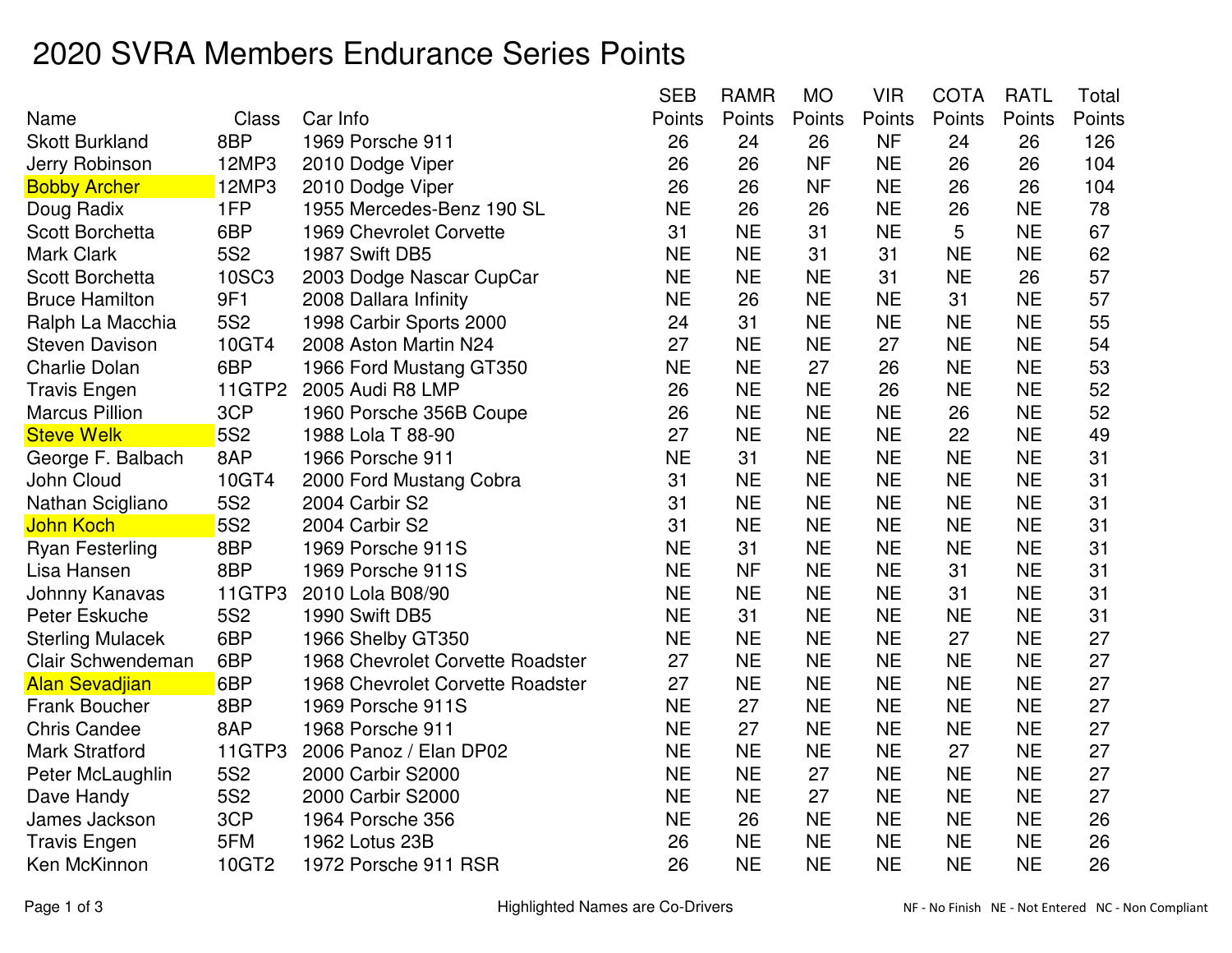# 2020 SVRA Members Endurance Series Points

| Name | Class | Car Info | SEB Points | RAMR Points | MO Points | VIR Points | COTA Points | RATL Points | Total Points |
|---|---|---|---|---|---|---|---|---|---|
| Skott Burkland | 8BP | 1969 Porsche 911 | 26 | 24 | 26 | NF | 24 | 26 | 126 |
| Jerry Robinson | 12MP3 | 2010 Dodge Viper | 26 | 26 | NF | NE | 26 | 26 | 104 |
| Bobby Archer | 12MP3 | 2010 Dodge Viper | 26 | 26 | NF | NE | 26 | 26 | 104 |
| Doug Radix | 1FP | 1955 Mercedes-Benz 190 SL | NE | 26 | 26 | NE | 26 | NE | 78 |
| Scott Borchetta | 6BP | 1969 Chevrolet Corvette | 31 | NE | 31 | NE | 5 | NE | 67 |
| Mark Clark | 5S2 | 1987 Swift DB5 | NE | NE | 31 | 31 | NE | NE | 62 |
| Scott Borchetta | 10SC3 | 2003 Dodge Nascar CupCar | NE | NE | NE | 31 | NE | 26 | 57 |
| Bruce Hamilton | 9F1 | 2008 Dallara Infinity | NE | 26 | NE | NE | 31 | NE | 57 |
| Ralph La Macchia | 5S2 | 1998 Carbir Sports 2000 | 24 | 31 | NE | NE | NE | NE | 55 |
| Steven Davison | 10GT4 | 2008 Aston Martin N24 | 27 | NE | NE | 27 | NE | NE | 54 |
| Charlie Dolan | 6BP | 1966 Ford Mustang GT350 | NE | NE | 27 | 26 | NE | NE | 53 |
| Travis Engen | 11GTP2 | 2005 Audi R8 LMP | 26 | NE | NE | 26 | NE | NE | 52 |
| Marcus Pillion | 3CP | 1960 Porsche 356B Coupe | 26 | NE | NE | NE | 26 | NE | 52 |
| Steve Welk | 5S2 | 1988 Lola T 88-90 | 27 | NE | NE | NE | 22 | NE | 49 |
| George F. Balbach | 8AP | 1966 Porsche 911 | NE | 31 | NE | NE | NE | NE | 31 |
| John Cloud | 10GT4 | 2000 Ford Mustang Cobra | 31 | NE | NE | NE | NE | NE | 31 |
| Nathan Scigliano | 5S2 | 2004 Carbir S2 | 31 | NE | NE | NE | NE | NE | 31 |
| John Koch | 5S2 | 2004 Carbir S2 | 31 | NE | NE | NE | NE | NE | 31 |
| Ryan Festerling | 8BP | 1969 Porsche 911S | NE | 31 | NE | NE | NE | NE | 31 |
| Lisa Hansen | 8BP | 1969 Porsche 911S | NE | NF | NE | NE | 31 | NE | 31 |
| Johnny Kanavas | 11GTP3 | 2010 Lola B08/90 | NE | NE | NE | NE | 31 | NE | 31 |
| Peter Eskuche | 5S2 | 1990 Swift DB5 | NE | 31 | NE | NE | NE | NE | 31 |
| Sterling Mulacek | 6BP | 1966 Shelby GT350 | NE | NE | NE | NE | 27 | NE | 27 |
| Clair Schwendeman | 6BP | 1968 Chevrolet Corvette Roadster | 27 | NE | NE | NE | NE | NE | 27 |
| Alan Sevadjian | 6BP | 1968 Chevrolet Corvette Roadster | 27 | NE | NE | NE | NE | NE | 27 |
| Frank Boucher | 8BP | 1969 Porsche 911S | NE | 27 | NE | NE | NE | NE | 27 |
| Chris Candee | 8AP | 1968 Porsche 911 | NE | 27 | NE | NE | NE | NE | 27 |
| Mark Stratford | 11GTP3 | 2006 Panoz / Elan DP02 | NE | NE | NE | NE | 27 | NE | 27 |
| Peter McLaughlin | 5S2 | 2000 Carbir S2000 | NE | NE | 27 | NE | NE | NE | 27 |
| Dave Handy | 5S2 | 2000 Carbir S2000 | NE | NE | 27 | NE | NE | NE | 27 |
| James Jackson | 3CP | 1964 Porsche 356 | NE | 26 | NE | NE | NE | NE | 26 |
| Travis Engen | 5FM | 1962 Lotus 23B | 26 | NE | NE | NE | NE | NE | 26 |
| Ken McKinnon | 10GT2 | 1972 Porsche 911 RSR | 26 | NE | NE | NE | NE | NE | 26 |

Highlighted Names are Co-Drivers

NF - No Finish NE - Not Entered NC - Non Compliant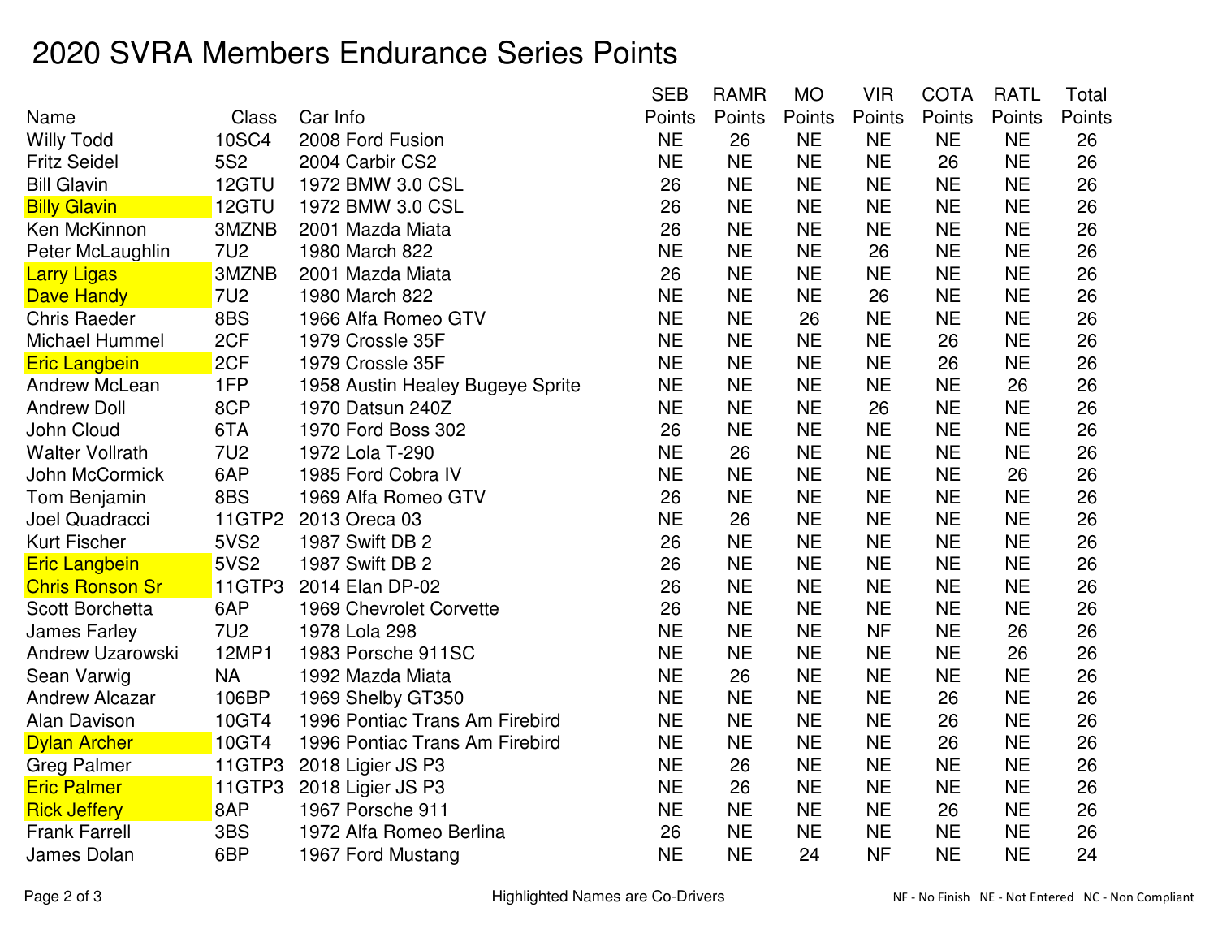# 2020 SVRA Members Endurance Series Points

| Name | Class | Car Info | SEB Points | RAMR Points | MO Points | VIR Points | COTA Points | RATL Points | Total Points |
|---|---|---|---|---|---|---|---|---|---|
| Willy Todd | 10SC4 | 2008 Ford Fusion | NE | 26 | NE | NE | NE | NE | 26 |
| Fritz Seidel | 5S2 | 2004 Carbir CS2 | NE | NE | NE | NE | 26 | NE | 26 |
| Bill Glavin | 12GTU | 1972 BMW 3.0 CSL | 26 | NE | NE | NE | NE | NE | 26 |
| Billy Glavin | 12GTU | 1972 BMW 3.0 CSL | 26 | NE | NE | NE | NE | NE | 26 |
| Ken McKinnon | 3MZNB | 2001 Mazda Miata | 26 | NE | NE | NE | NE | NE | 26 |
| Peter McLaughlin | 7U2 | 1980 March 822 | NE | NE | NE | 26 | NE | NE | 26 |
| Larry Ligas | 3MZNB | 2001 Mazda Miata | 26 | NE | NE | NE | NE | NE | 26 |
| Dave Handy | 7U2 | 1980 March 822 | NE | NE | NE | 26 | NE | NE | 26 |
| Chris Raeder | 8BS | 1966 Alfa Romeo GTV | NE | NE | 26 | NE | NE | NE | 26 |
| Michael Hummel | 2CF | 1979 Crossle 35F | NE | NE | NE | NE | 26 | NE | 26 |
| Eric Langbein | 2CF | 1979 Crossle 35F | NE | NE | NE | NE | 26 | NE | 26 |
| Andrew McLean | 1FP | 1958 Austin Healey Bugeye Sprite | NE | NE | NE | NE | NE | 26 | 26 |
| Andrew Doll | 8CP | 1970 Datsun 240Z | NE | NE | NE | 26 | NE | NE | 26 |
| John Cloud | 6TA | 1970 Ford Boss 302 | 26 | NE | NE | NE | NE | NE | 26 |
| Walter Vollrath | 7U2 | 1972 Lola T-290 | NE | 26 | NE | NE | NE | NE | 26 |
| John McCormick | 6AP | 1985 Ford Cobra IV | NE | NE | NE | NE | NE | 26 | 26 |
| Tom Benjamin | 8BS | 1969 Alfa Romeo GTV | 26 | NE | NE | NE | NE | NE | 26 |
| Joel Quadracci | 11GTP2 | 2013 Oreca 03 | NE | 26 | NE | NE | NE | NE | 26 |
| Kurt Fischer | 5VS2 | 1987 Swift DB 2 | 26 | NE | NE | NE | NE | NE | 26 |
| Eric Langbein | 5VS2 | 1987 Swift DB 2 | 26 | NE | NE | NE | NE | NE | 26 |
| Chris Ronson Sr | 11GTP3 | 2014 Elan DP-02 | 26 | NE | NE | NE | NE | NE | 26 |
| Scott Borchetta | 6AP | 1969 Chevrolet Corvette | 26 | NE | NE | NE | NE | NE | 26 |
| James Farley | 7U2 | 1978 Lola 298 | NE | NE | NE | NF | NE | 26 | 26 |
| Andrew Uzarowski | 12MP1 | 1983 Porsche 911SC | NE | NE | NE | NE | NE | 26 | 26 |
| Sean Varwig | NA | 1992 Mazda Miata | NE | 26 | NE | NE | NE | NE | 26 |
| Andrew Alcazar | 106BP | 1969 Shelby GT350 | NE | NE | NE | NE | 26 | NE | 26 |
| Alan Davison | 10GT4 | 1996 Pontiac Trans Am Firebird | NE | NE | NE | NE | 26 | NE | 26 |
| Dylan Archer | 10GT4 | 1996 Pontiac Trans Am Firebird | NE | NE | NE | NE | 26 | NE | 26 |
| Greg Palmer | 11GTP3 | 2018 Ligier JS P3 | NE | 26 | NE | NE | NE | NE | 26 |
| Eric Palmer | 11GTP3 | 2018 Ligier JS P3 | NE | 26 | NE | NE | NE | NE | 26 |
| Rick Jeffery | 8AP | 1967 Porsche 911 | NE | NE | NE | NE | 26 | NE | 26 |
| Frank Farrell | 3BS | 1972 Alfa Romeo Berlina | 26 | NE | NE | NE | NE | NE | 26 |
| James Dolan | 6BP | 1967 Ford Mustang | NE | NE | 24 | NF | NE | NE | 24 |

Highlighted Names are Co-Drivers

NF - No Finish NE - Not Entered NC - Non Compliant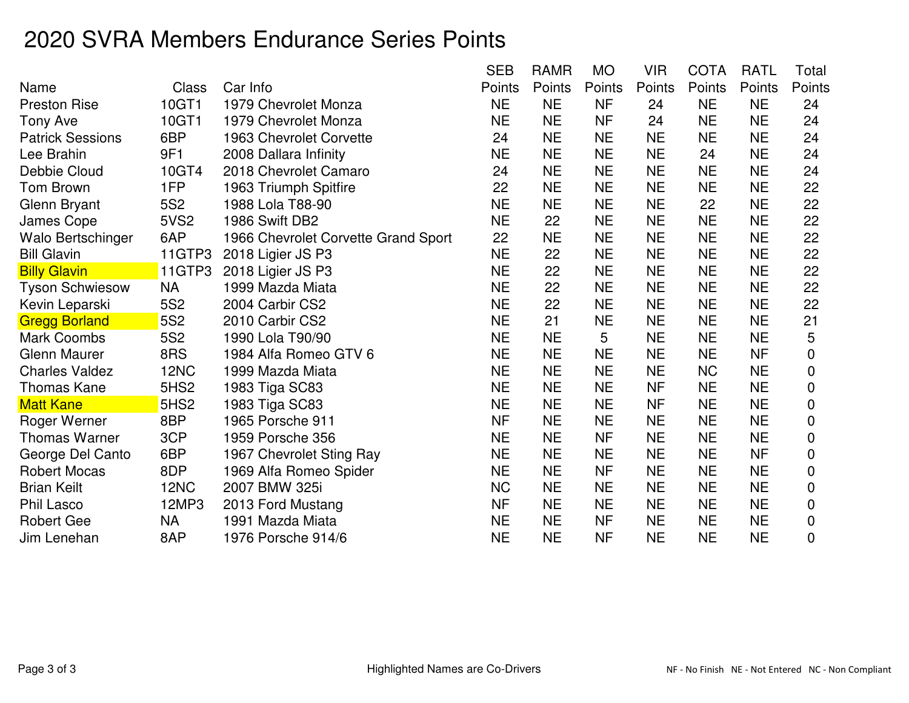# 2020 SVRA Members Endurance Series Points

| Name | Class | Car Info | SEB Points | RAMR Points | MO Points | VIR Points | COTA Points | RATL Points | Total Points |
|---|---|---|---|---|---|---|---|---|---|
| Preston Rise | 10GT1 | 1979 Chevrolet Monza | NE | NE | NF | 24 | NE | NE | 24 |
| Tony Ave | 10GT1 | 1979 Chevrolet Monza | NE | NE | NF | 24 | NE | NE | 24 |
| Patrick Sessions | 6BP | 1963 Chevrolet Corvette | 24 | NE | NE | NE | NE | NE | 24 |
| Lee Brahin | 9F1 | 2008 Dallara Infinity | NE | NE | NE | NE | 24 | NE | 24 |
| Debbie Cloud | 10GT4 | 2018 Chevrolet Camaro | 24 | NE | NE | NE | NE | NE | 24 |
| Tom Brown | 1FP | 1963 Triumph Spitfire | 22 | NE | NE | NE | NE | NE | 22 |
| Glenn Bryant | 5S2 | 1988 Lola T88-90 | NE | NE | NE | NE | 22 | NE | 22 |
| James Cope | 5VS2 | 1986 Swift DB2 | NE | 22 | NE | NE | NE | NE | 22 |
| Walo Bertschinger | 6AP | 1966 Chevrolet Corvette Grand Sport | 22 | NE | NE | NE | NE | NE | 22 |
| Bill Glavin | 11GTP3 | 2018 Ligier JS P3 | NE | 22 | NE | NE | NE | NE | 22 |
| Billy Glavin | 11GTP3 | 2018 Ligier JS P3 | NE | 22 | NE | NE | NE | NE | 22 |
| Tyson Schwiesow | NA | 1999 Mazda Miata | NE | 22 | NE | NE | NE | NE | 22 |
| Kevin Leparski | 5S2 | 2004 Carbir CS2 | NE | 22 | NE | NE | NE | NE | 22 |
| Gregg Borland | 5S2 | 2010 Carbir CS2 | NE | 21 | NE | NE | NE | NE | 21 |
| Mark Coombs | 5S2 | 1990 Lola T90/90 | NE | NE | 5 | NE | NE | NE | 5 |
| Glenn Maurer | 8RS | 1984 Alfa Romeo GTV 6 | NE | NE | NE | NE | NE | NF | 0 |
| Charles Valdez | 12NC | 1999 Mazda Miata | NE | NE | NE | NE | NC | NE | 0 |
| Thomas Kane | 5HS2 | 1983 Tiga SC83 | NE | NE | NE | NF | NE | NE | 0 |
| Matt Kane | 5HS2 | 1983 Tiga SC83 | NE | NE | NE | NF | NE | NE | 0 |
| Roger Werner | 8BP | 1965 Porsche 911 | NF | NE | NE | NE | NE | NE | 0 |
| Thomas Warner | 3CP | 1959 Porsche 356 | NE | NE | NF | NE | NE | NE | 0 |
| George Del Canto | 6BP | 1967 Chevrolet Sting Ray | NE | NE | NE | NE | NE | NF | 0 |
| Robert Mocas | 8DP | 1969 Alfa Romeo Spider | NE | NE | NF | NE | NE | NE | 0 |
| Brian Keilt | 12NC | 2007 BMW 325i | NC | NE | NE | NE | NE | NE | 0 |
| Phil Lasco | 12MP3 | 2013 Ford Mustang | NF | NE | NE | NE | NE | NE | 0 |
| Robert Gee | NA | 1991 Mazda Miata | NE | NE | NF | NE | NE | NE | 0 |
| Jim Lenehan | 8AP | 1976 Porsche 914/6 | NE | NE | NF | NE | NE | NE | 0 |

Highlighted Names are Co-Drivers

NF - No Finish NE - Not Entered NC - Non Compliant